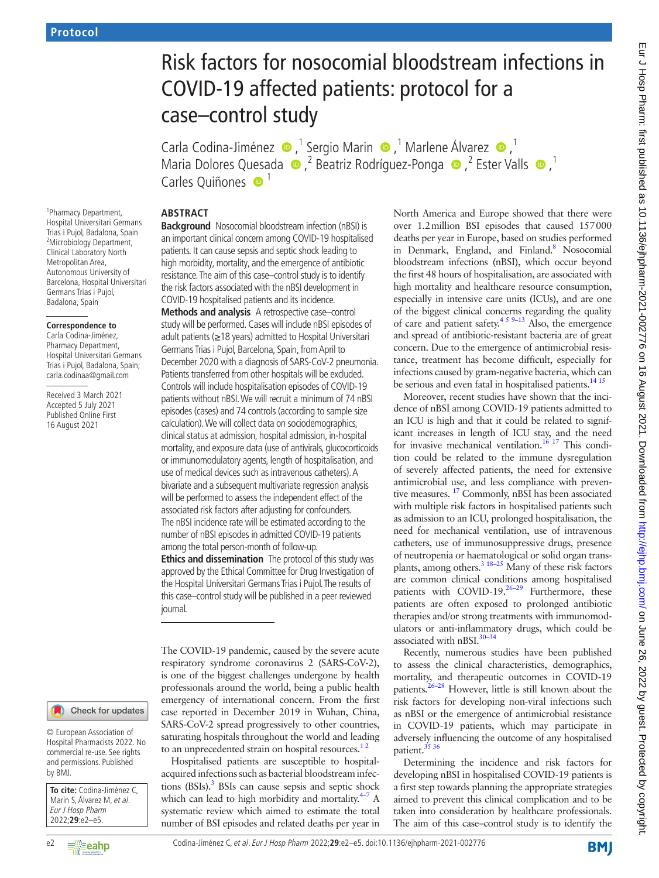Protocol

# Risk factors for nosocomial bloodstream infections in COVID-19 affected patients: protocol for a case–control study

Carla Codina-Jiménez,[1] Sergio Marin,[1] Marlene Álvarez,[1] Maria Dolores Quesada,[2] Beatriz Rodríguez-Ponga,[2] Ester Valls,[1] Carles Quiñones[1]

[1]Pharmacy Department, Hospital Universitari Germans Trias i Pujol, Badalona, Spain
[2]Microbiology Department, Clinical Laboratory North Metropolitan Area, Autonomous University of Barcelona, Hospital Universitari Germans Trias i Pujol, Badalona, Spain

**Correspondence to**
Carla Codina-Jiménez, Pharmacy Department, Hospital Universitari Germans Trias i Pujol, Badalona, Spain; carla.codinaa@gmail.com

Received 3 March 2021
Accepted 5 July 2021
Published Online First 16 August 2021

© European Association of Hospital Pharmacists 2022. No commercial re-use. See rights and permissions. Published by BMJ.

**To cite:** Codina-Jiménez C, Marin S, Álvarez M, *et al*. *Eur J Hosp Pharm* 2022;**29**:e2–e5.

## ABSTRACT

**Background** Nosocomial bloodstream infection (nBSI) is an important clinical concern among COVID-19 hospitalised patients. It can cause sepsis and septic shock leading to high morbidity, mortality, and the emergence of antibiotic resistance. The aim of this case–control study is to identify the risk factors associated with the nBSI development in COVID-19 hospitalised patients and its incidence.

**Methods and analysis** A retrospective case–control study will be performed. Cases will include nBSI episodes of adult patients (≥18 years) admitted to Hospital Universitari Germans Trias i Pujol, Barcelona, Spain, from April to December 2020 with a diagnosis of SARS-CoV-2 pneumonia. Patients transferred from other hospitals will be excluded. Controls will include hospitalisation episodes of COVID-19 patients without nBSI. We will recruit a minimum of 74 nBSI episodes (cases) and 74 controls (according to sample size calculation). We will collect data on sociodemographics, clinical status at admission, hospital admission, in-hospital mortality, and exposure data (use of antivirals, glucocorticoids or immunomodulatory agents, length of hospitalisation, and use of medical devices such as intravenous catheters). A bivariate and a subsequent multivariate regression analysis will be performed to assess the independent effect of the associated risk factors after adjusting for confounders. The nBSI incidence rate will be estimated according to the number of nBSI episodes in admitted COVID-19 patients among the total person-month of follow-up.

**Ethics and dissemination** The protocol of this study was approved by the Ethical Committee for Drug Investigation of the Hospital Universitari Germans Trias i Pujol. The results of this case–control study will be published in a peer reviewed journal.

The COVID-19 pandemic, caused by the severe acute respiratory syndrome coronavirus 2 (SARS-CoV-2), is one of the biggest challenges undergone by health professionals around the world, being a public health emergency of international concern. From the first case reported in December 2019 in Wuhan, China, SARS-CoV-2 spread progressively to other countries, saturating hospitals throughout the world and leading to an unprecedented strain on hospital resources.[1 2]

Hospitalised patients are susceptible to hospital-acquired infections such as bacterial bloodstream infections (BSIs).[3] BSIs can cause sepsis and septic shock which can lead to high morbidity and mortality.[4–7] A systematic review which aimed to estimate the total number of BSI episodes and related deaths per year in North America and Europe showed that there were over 1.2million BSI episodes that caused 157000 deaths per year in Europe, based on studies performed in Denmark, England, and Finland.[8] Nosocomial bloodstream infections (nBSI), which occur beyond the first 48 hours of hospitalisation, are associated with high mortality and healthcare resource consumption, especially in intensive care units (ICUs), and are one of the biggest clinical concerns regarding the quality of care and patient safety.[4 5 9–13] Also, the emergence and spread of antibiotic-resistant bacteria are of great concern. Due to the emergence of antimicrobial resistance, treatment has become difficult, especially for infections caused by gram-negative bacteria, which can be serious and even fatal in hospitalised patients.[14 15]

Moreover, recent studies have shown that the incidence of nBSI among COVID-19 patients admitted to an ICU is high and that it could be related to significant increases in length of ICU stay, and the need for invasive mechanical ventilation.[16 17] This condition could be related to the immune dysregulation of severely affected patients, the need for extensive antimicrobial use, and less compliance with preventive measures.[17] Commonly, nBSI has been associated with multiple risk factors in hospitalised patients such as admission to an ICU, prolonged hospitalisation, the need for invasive mechanical ventilation, use of intravenous catheters, use of immunosuppressive drugs, presence of neutropenia or haematological or solid organ transplants, among others.[3 18–25] Many of these risk factors are common clinical conditions among hospitalised patients with COVID-19.[26–29] Furthermore, these patients are often exposed to prolonged antibiotic therapies and/or strong treatments with immunomodulators or anti-inflammatory drugs, which could be associated with nBSI.[30–34]

Recently, numerous studies have been published to assess the clinical characteristics, demographics, mortality, and therapeutic outcomes in COVID-19 patients.[26–28] However, little is still known about the risk factors for developing non-viral infections such as nBSI or the emergence of antimicrobial resistance in COVID-19 patients, which may participate in adversely influencing the outcome of any hospitalised patient.[35 36]

Determining the incidence and risk factors for developing nBSI in hospitalised COVID-19 patients is a first step towards planning the appropriate strategies aimed to prevent this clinical complication and to be taken into consideration by healthcare professionals. The aim of this case–control study is to identify the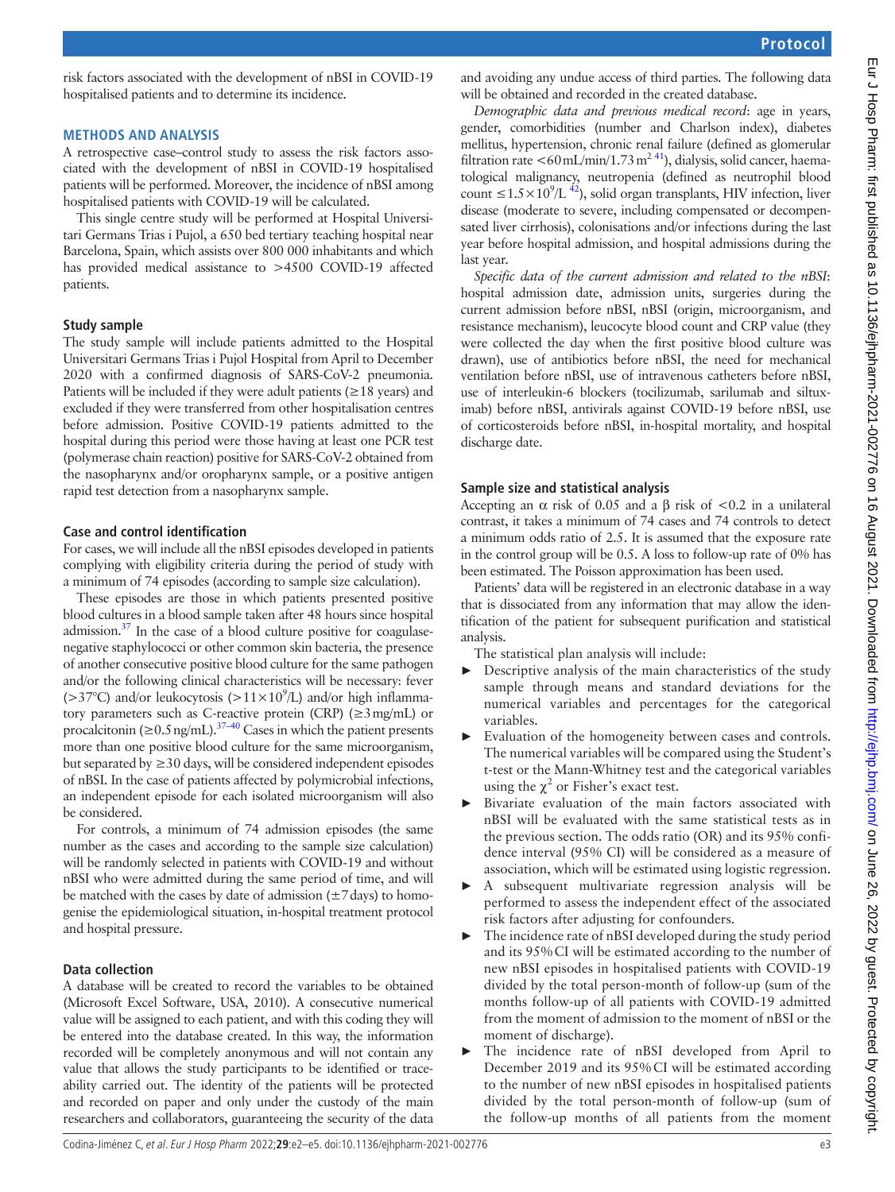risk factors associated with the development of nBSI in COVID-19 hospitalised patients and to determine its incidence.

## METHODS AND ANALYSIS

A retrospective case–control study to assess the risk factors associated with the development of nBSI in COVID-19 hospitalised patients will be performed. Moreover, the incidence of nBSI among hospitalised patients with COVID-19 will be calculated.

This single centre study will be performed at Hospital Universitari Germans Trias i Pujol, a 650 bed tertiary teaching hospital near Barcelona, Spain, which assists over 800 000 inhabitants and which has provided medical assistance to >4500 COVID-19 affected patients.

### Study sample

The study sample will include patients admitted to the Hospital Universitari Germans Trias i Pujol Hospital from April to December 2020 with a confirmed diagnosis of SARS-CoV-2 pneumonia. Patients will be included if they were adult patients (≥18 years) and excluded if they were transferred from other hospitalisation centres before admission. Positive COVID-19 patients admitted to the hospital during this period were those having at least one PCR test (polymerase chain reaction) positive for SARS-CoV-2 obtained from the nasopharynx and/or oropharynx sample, or a positive antigen rapid test detection from a nasopharynx sample.

### Case and control identification

For cases, we will include all the nBSI episodes developed in patients complying with eligibility criteria during the period of study with a minimum of 74 episodes (according to sample size calculation).

These episodes are those in which patients presented positive blood cultures in a blood sample taken after 48 hours since hospital admission.[37] In the case of a blood culture positive for coagulase-negative staphylococci or other common skin bacteria, the presence of another consecutive positive blood culture for the same pathogen and/or the following clinical characteristics will be necessary: fever (>37°C) and/or leukocytosis ($>11\times10^9$/L) and/or high inflammatory parameters such as C-reactive protein (CRP) (≥3 mg/mL) or procalcitonin (≥0.5 ng/mL).[37–40] Cases in which the patient presents more than one positive blood culture for the same microorganism, but separated by ≥30 days, will be considered independent episodes of nBSI. In the case of patients affected by polymicrobial infections, an independent episode for each isolated microorganism will also be considered.

For controls, a minimum of 74 admission episodes (the same number as the cases and according to the sample size calculation) will be randomly selected in patients with COVID-19 and without nBSI who were admitted during the same period of time, and will be matched with the cases by date of admission (±7 days) to homogenise the epidemiological situation, in-hospital treatment protocol and hospital pressure.

### Data collection

A database will be created to record the variables to be obtained (Microsoft Excel Software, USA, 2010). A consecutive numerical value will be assigned to each patient, and with this coding they will be entered into the database created. In this way, the information recorded will be completely anonymous and will not contain any value that allows the study participants to be identified or traceability carried out. The identity of the patients will be protected and recorded on paper and only under the custody of the main researchers and collaborators, guaranteeing the security of the data and avoiding any undue access of third parties. The following data will be obtained and recorded in the created database.

*Demographic data and previous medical record*: age in years, gender, comorbidities (number and Charlson index), diabetes mellitus, hypertension, chronic renal failure (defined as glomerular filtration rate <60 mL/min/1.73 m$^2$ [41]), dialysis, solid cancer, haematological malignancy, neutropenia (defined as neutrophil blood count $\leq1.5\times10^9$/L [42]), solid organ transplants, HIV infection, liver disease (moderate to severe, including compensated or decompensated liver cirrhosis), colonisations and/or infections during the last year before hospital admission, and hospital admissions during the last year.

*Specific data of the current admission and related to the nBSI*: hospital admission date, admission units, surgeries during the current admission before nBSI, nBSI (origin, microorganism, and resistance mechanism), leucocyte blood count and CRP value (they were collected the day when the first positive blood culture was drawn), use of antibiotics before nBSI, the need for mechanical ventilation before nBSI, use of intravenous catheters before nBSI, use of interleukin-6 blockers (tocilizumab, sarilumab and siltuximab) before nBSI, antivirals against COVID-19 before nBSI, use of corticosteroids before nBSI, in-hospital mortality, and hospital discharge date.

### Sample size and statistical analysis

Accepting an α risk of 0.05 and a β risk of <0.2 in a unilateral contrast, it takes a minimum of 74 cases and 74 controls to detect a minimum odds ratio of 2.5. It is assumed that the exposure rate in the control group will be 0.5. A loss to follow-up rate of 0% has been estimated. The Poisson approximation has been used.

Patients' data will be registered in an electronic database in a way that is dissociated from any information that may allow the identification of the patient for subsequent purification and statistical analysis.

The statistical plan analysis will include:

- Descriptive analysis of the main characteristics of the study sample through means and standard deviations for the numerical variables and percentages for the categorical variables.
- Evaluation of the homogeneity between cases and controls. The numerical variables will be compared using the Student's t-test or the Mann-Whitney test and the categorical variables using the $\chi^2$ or Fisher's exact test.
- Bivariate evaluation of the main factors associated with nBSI will be evaluated with the same statistical tests as in the previous section. The odds ratio (OR) and its 95% confidence interval (95% CI) will be considered as a measure of association, which will be estimated using logistic regression.
- A subsequent multivariate regression analysis will be performed to assess the independent effect of the associated risk factors after adjusting for confounders.
- The incidence rate of nBSI developed during the study period and its 95% CI will be estimated according to the number of new nBSI episodes in hospitalised patients with COVID-19 divided by the total person-month of follow-up (sum of the months follow-up of all patients with COVID-19 admitted from the moment of admission to the moment of nBSI or the moment of discharge).
- The incidence rate of nBSI developed from April to December 2019 and its 95% CI will be estimated according to the number of new nBSI episodes in hospitalised patients divided by the total person-month of follow-up (sum of the follow-up months of all patients from the moment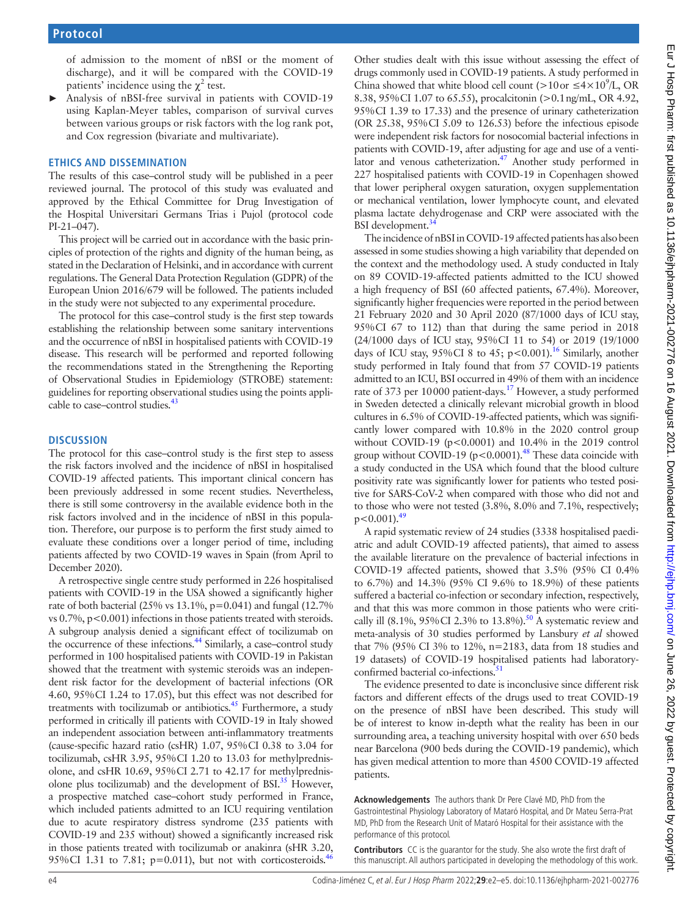of admission to the moment of nBSI or the moment of discharge), and it will be compared with the COVID-19 patients' incidence using the $\chi^2$ test.

- Analysis of nBSI-free survival in patients with COVID-19 using Kaplan-Meyer tables, comparison of survival curves between various groups or risk factors with the log rank pot, and Cox regression (bivariate and multivariate).

## ETHICS AND DISSEMINATION

The results of this case–control study will be published in a peer reviewed journal. The protocol of this study was evaluated and approved by the Ethical Committee for Drug Investigation of the Hospital Universitari Germans Trias i Pujol (protocol code PI-21–047).

This project will be carried out in accordance with the basic principles of protection of the rights and dignity of the human being, as stated in the Declaration of Helsinki, and in accordance with current regulations. The General Data Protection Regulation (GDPR) of the European Union 2016/679 will be followed. The patients included in the study were not subjected to any experimental procedure.

The protocol for this case–control study is the first step towards establishing the relationship between some sanitary interventions and the occurrence of nBSI in hospitalised patients with COVID-19 disease. This research will be performed and reported following the recommendations stated in the Strengthening the Reporting of Observational Studies in Epidemiology (STROBE) statement: guidelines for reporting observational studies using the points applicable to case–control studies.[43]

## DISCUSSION

The protocol for this case–control study is the first step to assess the risk factors involved and the incidence of nBSI in hospitalised COVID-19 affected patients. This important clinical concern has been previously addressed in some recent studies. Nevertheless, there is still some controversy in the available evidence both in the risk factors involved and in the incidence of nBSI in this population. Therefore, our purpose is to perform the first study aimed to evaluate these conditions over a longer period of time, including patients affected by two COVID-19 waves in Spain (from April to December 2020).

A retrospective single centre study performed in 226 hospitalised patients with COVID-19 in the USA showed a significantly higher rate of both bacterial (25% vs 13.1%, p=0.041) and fungal (12.7% vs 0.7%, p<0.001) infections in those patients treated with steroids. A subgroup analysis denied a significant effect of tocilizumab on the occurrence of these infections.[44] Similarly, a case–control study performed in 100 hospitalised patients with COVID-19 in Pakistan showed that the treatment with systemic steroids was an independent risk factor for the development of bacterial infections (OR 4.60, 95%CI 1.24 to 17.05), but this effect was not described for treatments with tocilizumab or antibiotics.[45] Furthermore, a study performed in critically ill patients with COVID-19 in Italy showed an independent association between anti-inflammatory treatments (cause-specific hazard ratio (csHR) 1.07, 95%CI 0.38 to 3.04 for tocilizumab, csHR 3.95, 95%CI 1.20 to 13.03 for methylprednisolone, and csHR 10.69, 95%CI 2.71 to 42.17 for methylprednisolone plus tocilizumab) and the development of BSI.[35] However, a prospective matched case–cohort study performed in France, which included patients admitted to an ICU requiring ventilation due to acute respiratory distress syndrome (235 patients with COVID-19 and 235 without) showed a significantly increased risk in those patients treated with tocilizumab or anakinra (sHR 3.20, 95%CI 1.31 to 7.81; p=0.011), but not with corticosteroids.[46]

Other studies dealt with this issue without assessing the effect of drugs commonly used in COVID-19 patients. A study performed in China showed that white blood cell count (>10 or $\leq 4\times10^9$/L, OR 8.38, 95%CI 1.07 to 65.55), procalcitonin (>0.1 ng/mL, OR 4.92, 95%CI 1.39 to 17.33) and the presence of urinary catheterization (OR 25.38, 95%CI 5.09 to 126.53) before the infectious episode were independent risk factors for nosocomial bacterial infections in patients with COVID-19, after adjusting for age and use of a ventilator and venous catheterization.[47] Another study performed in 227 hospitalised patients with COVID-19 in Copenhagen showed that lower peripheral oxygen saturation, oxygen supplementation or mechanical ventilation, lower lymphocyte count, and elevated plasma lactate dehydrogenase and CRP were associated with the BSI development.[34]

The incidence of nBSI in COVID-19 affected patients has also been assessed in some studies showing a high variability that depended on the context and the methodology used. A study conducted in Italy on 89 COVID-19-affected patients admitted to the ICU showed a high frequency of BSI (60 affected patients, 67.4%). Moreover, significantly higher frequencies were reported in the period between 21 February 2020 and 30 April 2020 (87/1000 days of ICU stay, 95%CI 67 to 112) than that during the same period in 2018 (24/1000 days of ICU stay, 95%CI 11 to 54) or 2019 (19/1000 days of ICU stay, 95%CI 8 to 45; p<0.001).[16] Similarly, another study performed in Italy found that from 57 COVID-19 patients admitted to an ICU, BSI occurred in 49% of them with an incidence rate of 373 per 10000 patient-days.[17] However, a study performed in Sweden detected a clinically relevant microbial growth in blood cultures in 6.5% of COVID-19-affected patients, which was significantly lower compared with 10.8% in the 2020 control group without COVID-19 (p<0.0001) and 10.4% in the 2019 control group without COVID-19 (p<0.0001).[48] These data coincide with a study conducted in the USA which found that the blood culture positivity rate was significantly lower for patients who tested positive for SARS-CoV-2 when compared with those who did not and to those who were not tested (3.8%, 8.0% and 7.1%, respectively; p<0.001).[49]

A rapid systematic review of 24 studies (3338 hospitalised paediatric and adult COVID-19 affected patients), that aimed to assess the available literature on the prevalence of bacterial infections in COVID-19 affected patients, showed that 3.5% (95% CI 0.4% to 6.7%) and 14.3% (95% CI 9.6% to 18.9%) of these patients suffered a bacterial co-infection or secondary infection, respectively, and that this was more common in those patients who were critically ill (8.1%, 95%CI 2.3% to 13.8%).[50] A systematic review and meta-analysis of 30 studies performed by Lansbury *et al* showed that 7% (95% CI 3% to 12%, n=2183, data from 18 studies and 19 datasets) of COVID-19 hospitalised patients had laboratory-confirmed bacterial co-infections.[51]

The evidence presented to date is inconclusive since different risk factors and different effects of the drugs used to treat COVID-19 on the presence of nBSI have been described. This study will be of interest to know in-depth what the reality has been in our surrounding area, a teaching university hospital with over 650 beds near Barcelona (900 beds during the COVID-19 pandemic), which has given medical attention to more than 4500 COVID-19 affected patients.

**Acknowledgements** The authors thank Dr Pere Clavé MD, PhD from the Gastrointestinal Physiology Laboratory of Mataró Hospital, and Dr Mateu Serra-Prat MD, PhD from the Research Unit of Mataró Hospital for their assistance with the performance of this protocol.

**Contributors** CC is the guarantor for the study. She also wrote the first draft of this manuscript. All authors participated in developing the methodology of this work.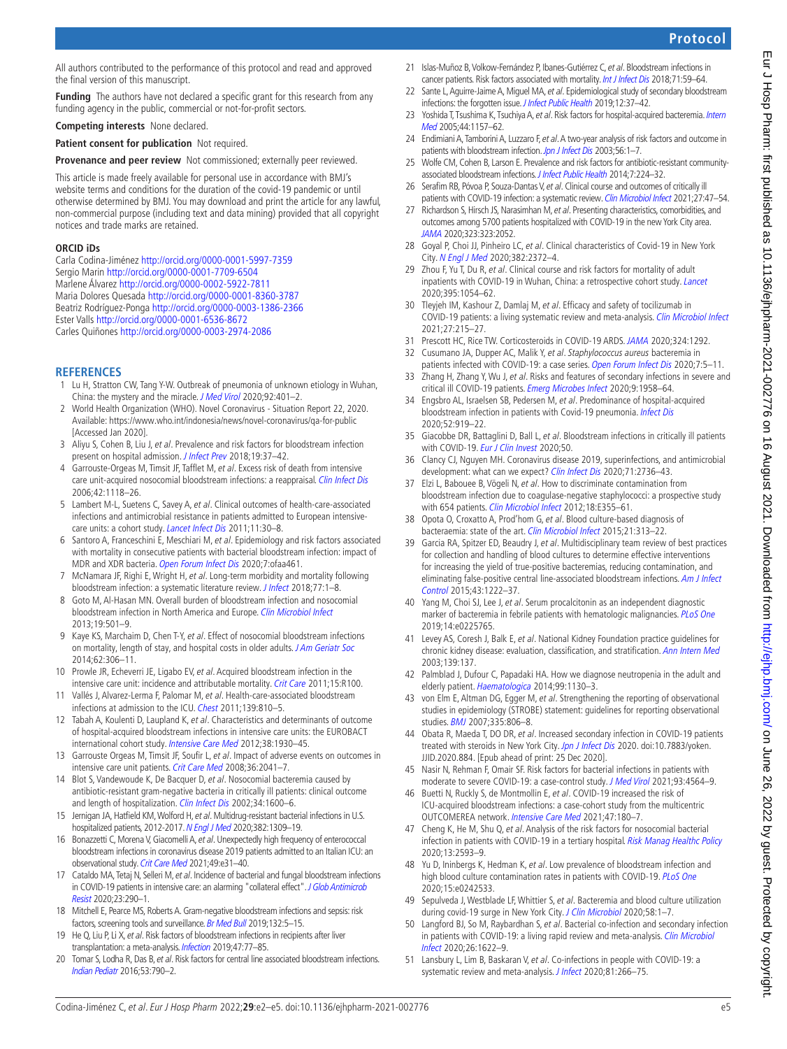All authors contributed to the performance of this protocol and read and approved the final version of this manuscript.

**Funding** The authors have not declared a specific grant for this research from any funding agency in the public, commercial or not-for-profit sectors.

**Competing interests** None declared.

**Patient consent for publication** Not required.

**Provenance and peer review** Not commissioned; externally peer reviewed.

This article is made freely available for personal use in accordance with BMJ's website terms and conditions for the duration of the covid-19 pandemic or until otherwise determined by BMJ. You may download and print the article for any lawful, non-commercial purpose (including text and data mining) provided that all copyright notices and trade marks are retained.

### ORCID iDs

Carla Codina-Jiménez http://orcid.org/0000-0001-5997-7359
Sergio Marin http://orcid.org/0000-0001-7709-6504
Marlene Álvarez http://orcid.org/0000-0002-5922-7811
Maria Dolores Quesada http://orcid.org/0000-0001-8360-3787
Beatriz Rodríguez-Ponga http://orcid.org/0000-0003-1386-2366
Ester Valls http://orcid.org/0000-0001-6536-8672
Carles Quiñones http://orcid.org/0000-0003-2974-2086

## REFERENCES

1. Lu H, Stratton CW, Tang Y-W. Outbreak of pneumonia of unknown etiology in Wuhan, China: the mystery and the miracle. *J Med Virol* 2020;92:401–2.
2. World Health Organization (WHO). Novel Coronavirus - Situation Report 22, 2020. Available: https://www.who.int/indonesia/news/novel-coronavirus/qa-for-public [Accessed Jan 2020].
3. Aliyu S, Cohen B, Liu J, *et al*. Prevalence and risk factors for bloodstream infection present on hospital admission. *J Infect Prev* 2018;19:37–42.
4. Garrouste-Orgeas M, Timsit JF, Tafflet M, *et al*. Excess risk of death from intensive care unit-acquired nosocomial bloodstream infections: a reappraisal. *Clin Infect Dis* 2006;42:1118–26.
5. Lambert M-L, Suetens C, Savey A, *et al*. Clinical outcomes of health-care-associated infections and antimicrobial resistance in patients admitted to European intensive-care units: a cohort study. *Lancet Infect Dis* 2011;11:30–8.
6. Santoro A, Franceschini E, Meschiari M, *et al*. Epidemiology and risk factors associated with mortality in consecutive patients with bacterial bloodstream infection: impact of MDR and XDR bacteria. *Open Forum Infect Dis* 2020;7:ofaa461.
7. McNamara JF, Righi E, Wright H, *et al*. Long-term morbidity and mortality following bloodstream infection: a systematic literature review. *J Infect* 2018;77:1–8.
8. Goto M, Al-Hasan MN. Overall burden of bloodstream infection and nosocomial bloodstream infection in North America and Europe. *Clin Microbiol Infect* 2013;19:501–9.
9. Kaye KS, Marchaim D, Chen T-Y, *et al*. Effect of nosocomial bloodstream infections on mortality, length of stay, and hospital costs in older adults. *J Am Geriatr Soc* 2014;62:306–11.
10. Prowle JR, Echeverri JE, Ligabo EV, *et al*. Acquired bloodstream infection in the intensive care unit: incidence and attributable mortality. *Crit Care* 2011;15:R100.
11. Vallés J, Alvarez-Lerma F, Palomar M, *et al*. Health-care-associated bloodstream infections at admission to the ICU. *Chest* 2011;139:810–5.
12. Tabah A, Koulenti D, Laupland K, *et al*. Characteristics and determinants of outcome of hospital-acquired bloodstream infections in intensive care units: the EUROBACT international cohort study. *Intensive Care Med* 2012;38:1930–45.
13. Garrouste Orgeas M, Timsit JF, Soufir L, *et al*. Impact of adverse events on outcomes in intensive care unit patients. *Crit Care Med* 2008;36:2041–7.
14. Blot S, Vandewoude K, De Bacquer D, *et al*. Nosocomial bacteremia caused by antibiotic-resistant gram-negative bacteria in critically ill patients: clinical outcome and length of hospitalization. *Clin Infect Dis* 2002;34:1600–6.
15. Jernigan JA, Hatfield KM, Wolford H, *et al*. Multidrug-resistant bacterial infections in U.S. hospitalized patients, 2012-2017. *N Engl J Med* 2020;382:1309–19.
16. Bonazzetti C, Morena V, Giacomelli A, *et al*. Unexpectedly high frequency of enterococcal bloodstream infections in coronavirus disease 2019 patients admitted to an Italian ICU: an observational study. *Crit Care Med* 2021;49:e31–40.
17. Cataldo MA, Tetaj N, Selleri M, *et al*. Incidence of bacterial and fungal bloodstream infections in COVID-19 patients in intensive care: an alarming "collateral effect". *J Glob Antimicrob Resist* 2020;23:290–1.
18. Mitchell E, Pearce MS, Roberts A. Gram-negative bloodstream infections and sepsis: risk factors, screening tools and surveillance. *Br Med Bull* 2019;132:5–15.
19. He Q, Liu P, Li X, *et al*. Risk factors of bloodstream infections in recipients after liver transplantation: a meta-analysis. *Infection* 2019;47:77–85.
20. Tomar S, Lodha R, Das B, *et al*. Risk factors for central line associated bloodstream infections. *Indian Pediatr* 2016;53:790–2.
21. Islas-Muñoz B, Volkow-Fernández P, Ibanes-Gutiérrez C, *et al*. Bloodstream infections in cancer patients. Risk factors associated with mortality. *Int J Infect Dis* 2018;71:59–64.
22. Sante L, Aguirre-Jaime A, Miguel MA, *et al*. Epidemiological study of secondary bloodstream infections: the forgotten issue. *J Infect Public Health* 2019;12:37–42.
23. Yoshida T, Tsushima K, Tsuchiya A, *et al*. Risk factors for hospital-acquired bacteremia. *Intern Med* 2005;44:1157–62.
24. Endimiani A, Tamborini A, Luzzaro F, *et al*. A two-year analysis of risk factors and outcome in patients with bloodstream infection. *Jpn J Infect Dis* 2003;56:1–7.
25. Wolfe CM, Cohen B, Larson E. Prevalence and risk factors for antibiotic-resistant community-associated bloodstream infections. *J Infect Public Health* 2014;7:224–32.
26. Serafim RB, Póvoa P, Souza-Dantas V, *et al*. Clinical course and outcomes of critically ill patients with COVID-19 infection: a systematic review. *Clin Microbiol Infect* 2021;27:47–54.
27. Richardson S, Hirsch JS, Narasimhan M, *et al*. Presenting characteristics, comorbidities, and outcomes among 5700 patients hospitalized with COVID-19 in the new York City area. *JAMA* 2020;323:323:2052.
28. Goyal P, Choi JJ, Pinheiro LC, *et al*. Clinical characteristics of Covid-19 in New York City. *N Engl J Med* 2020;382:2372–4.
29. Zhou F, Yu T, Du R, *et al*. Clinical course and risk factors for mortality of adult inpatients with COVID-19 in Wuhan, China: a retrospective cohort study. *Lancet* 2020;395:1054–62.
30. Tleyjeh IM, Kashour Z, Damlaj M, *et al*. Efficacy and safety of tocilizumab in COVID-19 patients: a living systematic review and meta-analysis. *Clin Microbiol Infect* 2021;27:215–27.
31. Prescott HC, Rice TW. Corticosteroids in COVID-19 ARDS. *JAMA* 2020;324:1292.
32. Cusumano JA, Dupper AC, Malik Y, *et al*. *Staphylococcus aureus* bacteremia in patients infected with COVID-19: a case series. *Open Forum Infect Dis* 2020;7:5–11.
33. Zhang H, Zhang Y, Wu J, *et al*. Risks and features of secondary infections in severe and critical ill COVID-19 patients. *Emerg Microbes Infect* 2020;9:1958–64.
34. Engsbro AL, Israelsen SB, Pedersen M, *et al*. Predominance of hospital-acquired bloodstream infection in patients with Covid-19 pneumonia. *Infect Dis* 2020;52:919–22.
35. Giacobbe DR, Battaglini D, Ball L, *et al*. Bloodstream infections in critically ill patients with COVID-19. *Eur J Clin Invest* 2020;50.
36. Clancy CJ, Nguyen MH. Coronavirus disease 2019, superinfections, and antimicrobial development: what can we expect? *Clin Infect Dis* 2020;71:2736–43.
37. Elzi L, Babouee B, Vögeli N, *et al*. How to discriminate contamination from bloodstream infection due to coagulase-negative staphylococci: a prospective study with 654 patients. *Clin Microbiol Infect* 2012;18:E355–61.
38. Opota O, Croxatto A, Prod'hom G, *et al*. Blood culture-based diagnosis of bacteraemia: state of the art. *Clin Microbiol Infect* 2015;21:313–22.
39. Garcia RA, Spitzer ED, Beaudry J, *et al*. Multidisciplinary team review of best practices for collection and handling of blood cultures to determine effective interventions for increasing the yield of true-positive bacteremias, reducing contamination, and eliminating false-positive central line-associated bloodstream infections. *Am J Infect Control* 2015;43:1222–37.
40. Yang M, Choi SJ, Lee J, *et al*. Serum procalcitonin as an independent diagnostic marker of bacteremia in febrile patients with hematologic malignancies. *PLoS One* 2019;14:e0225765.
41. Levey AS, Coresh J, Balk E, *et al*. National Kidney Foundation practice guidelines for chronic kidney disease: evaluation, classification, and stratification. *Ann Intern Med* 2003;139:137.
42. Palmblad J, Dufour C, Papadaki HA. How we diagnose neutropenia in the adult and elderly patient. *Haematologica* 2014;99:1130–3.
43. von Elm E, Altman DG, Egger M, *et al*. Strengthening the reporting of observational studies in epidemiology (STROBE) statement: guidelines for reporting observational studies. *BMJ* 2007;335:806–8.
44. Obata R, Maeda T, DO DR, *et al*. Increased secondary infection in COVID-19 patients treated with steroids in New York City. *Jpn J Infect Dis* 2020. doi:10.7883/yoken.JJID.2020.884. [Epub ahead of print: 25 Dec 2020].
45. Nasir N, Rehman F, Omair SF. Risk factors for bacterial infections in patients with moderate to severe COVID-19: a case-control study. *J Med Virol* 2021;93:4564–9.
46. Buetti N, Ruckly S, de Montmollin E, *et al*. COVID-19 increased the risk of ICU-acquired bloodstream infections: a case-cohort study from the multicentric OUTCOMEREA network. *Intensive Care Med* 2021;47:180–7.
47. Cheng K, He M, Shu Q, *et al*. Analysis of the risk factors for nosocomial bacterial infection in patients with COVID-19 in a tertiary hospital. *Risk Manag Healthc Policy* 2020;13:2593–9.
48. Yu D, Ininbergs K, Hedman K, *et al*. Low prevalence of bloodstream infection and high blood culture contamination rates in patients with COVID-19. *PLoS One* 2020;15:e0242533.
49. Sepulveda J, Westblade LF, Whittier S, *et al*. Bacteremia and blood culture utilization during covid-19 surge in New York City. *J Clin Microbiol* 2020;58:1–7.
50. Langford BJ, So M, Raybardhan S, *et al*. Bacterial co-infection and secondary infection in patients with COVID-19: a living rapid review and meta-analysis. *Clin Microbiol Infect* 2020;26:1622–9.
51. Lansbury L, Lim B, Baskaran V, *et al*. Co-infections in people with COVID-19: a systematic review and meta-analysis. *J Infect* 2020;81:266–75.